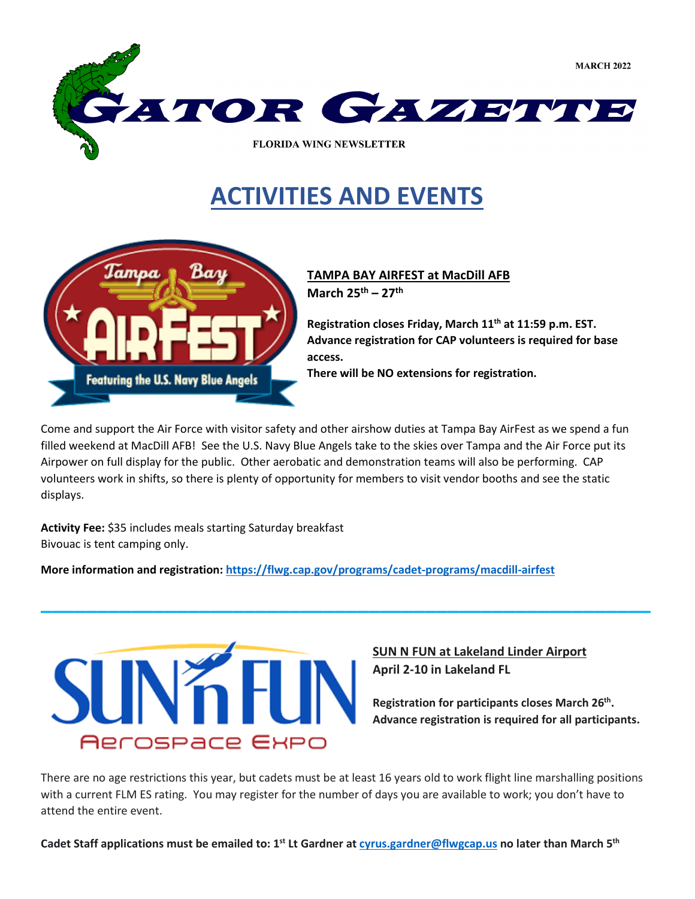MARCH 2022

# GATOR GAZETTE

FLORIDA WING NEWSLETTER

## ACTIVITIES AND EVENTS

### TAMPA BAY AIRFEST at MacDill AFB

**March 25th – 27th**

**Registration closes Friday, March 11th at 11:59 p.m. EST.**
**Advance registration for CAP volunteers is required for base access.**
**There will be NO extensions for registration.**

Come and support the Air Force with visitor safety and other airshow duties at Tampa Bay AirFest as we spend a fun filled weekend at MacDill AFB! See the U.S. Navy Blue Angels take to the skies over Tampa and the Air Force put its Airpower on full display for the public. Other aerobatic and demonstration teams will also be performing. CAP volunteers work in shifts, so there is plenty of opportunity for members to visit vendor booths and see the static displays.

**Activity Fee:** $35 includes meals starting Saturday breakfast
Bivouac is tent camping only.

**More information and registration:** https://flwg.cap.gov/programs/cadet-programs/macdill-airfest

---

### SUN N FUN at Lakeland Linder Airport

**April 2-10 in Lakeland FL**

**Registration for participants closes March 26th.**
**Advance registration is required for all participants.**

There are no age restrictions this year, but cadets must be at least 16 years old to work flight line marshalling positions with a current FLM ES rating. You may register for the number of days you are available to work; you don't have to attend the entire event.

**Cadet Staff applications must be emailed to: 1st Lt Gardner at** cyrus.gardner@flwgcap.us **no later than March 5th**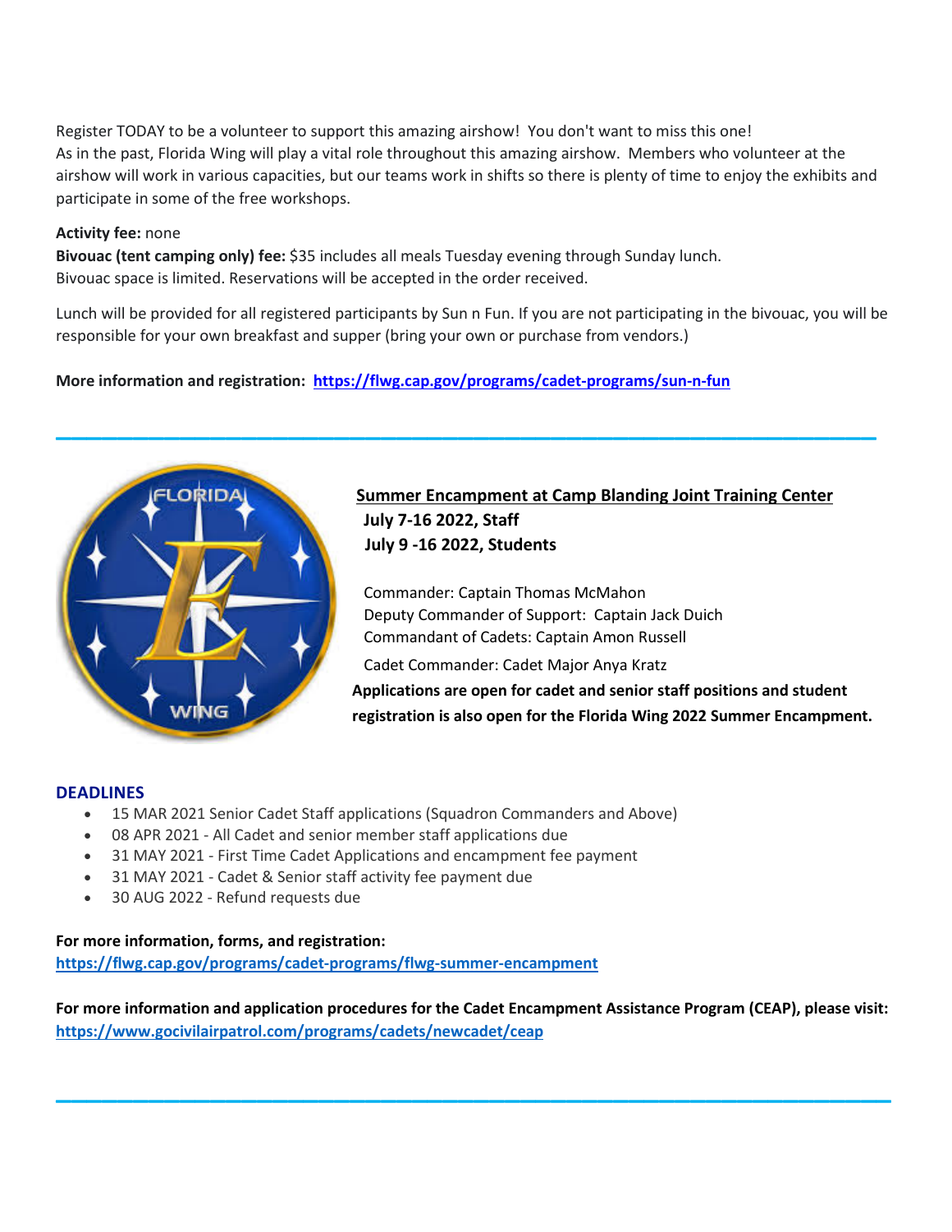Register TODAY to be a volunteer to support this amazing airshow! You don't want to miss this one!
As in the past, Florida Wing will play a vital role throughout this amazing airshow. Members who volunteer at the airshow will work in various capacities, but our teams work in shifts so there is plenty of time to enjoy the exhibits and participate in some of the free workshops.

**Activity fee:** none
**Bivouac (tent camping only) fee:** $35 includes all meals Tuesday evening through Sunday lunch.
Bivouac space is limited. Reservations will be accepted in the order received.

Lunch will be provided for all registered participants by Sun n Fun. If you are not participating in the bivouac, you will be responsible for your own breakfast and supper (bring your own or purchase from vendors.)

**More information and registration: [https://flwg.cap.gov/programs/cadet-programs/sun-n-fun](https://flwg.cap.gov/programs/cadet-programs/sun-n-fun)**

---

**Summer Encampment at Camp Blanding Joint Training Center**
**July 7-16 2022, Staff**
**July 9 -16 2022, Students**

Commander: Captain Thomas McMahon
Deputy Commander of Support: Captain Jack Duich
Commandant of Cadets: Captain Amon Russell
Cadet Commander: Cadet Major Anya Kratz

**Applications are open for cadet and senior staff positions and student registration is also open for the Florida Wing 2022 Summer Encampment.**

### DEADLINES

- 15 MAR 2021 Senior Cadet Staff applications (Squadron Commanders and Above)
- 08 APR 2021 - All Cadet and senior member staff applications due
- 31 MAY 2021 - First Time Cadet Applications and encampment fee payment
- 31 MAY 2021 - Cadet & Senior staff activity fee payment due
- 30 AUG 2022 - Refund requests due

**For more information, forms, and registration:**
**[https://flwg.cap.gov/programs/cadet-programs/flwg-summer-encampment](https://flwg.cap.gov/programs/cadet-programs/flwg-summer-encampment)**

**For more information and application procedures for the Cadet Encampment Assistance Program (CEAP), please visit: [https://www.gocivilairpatrol.com/programs/cadets/newcadet/ceap](https://www.gocivilairpatrol.com/programs/cadets/newcadet/ceap)**

---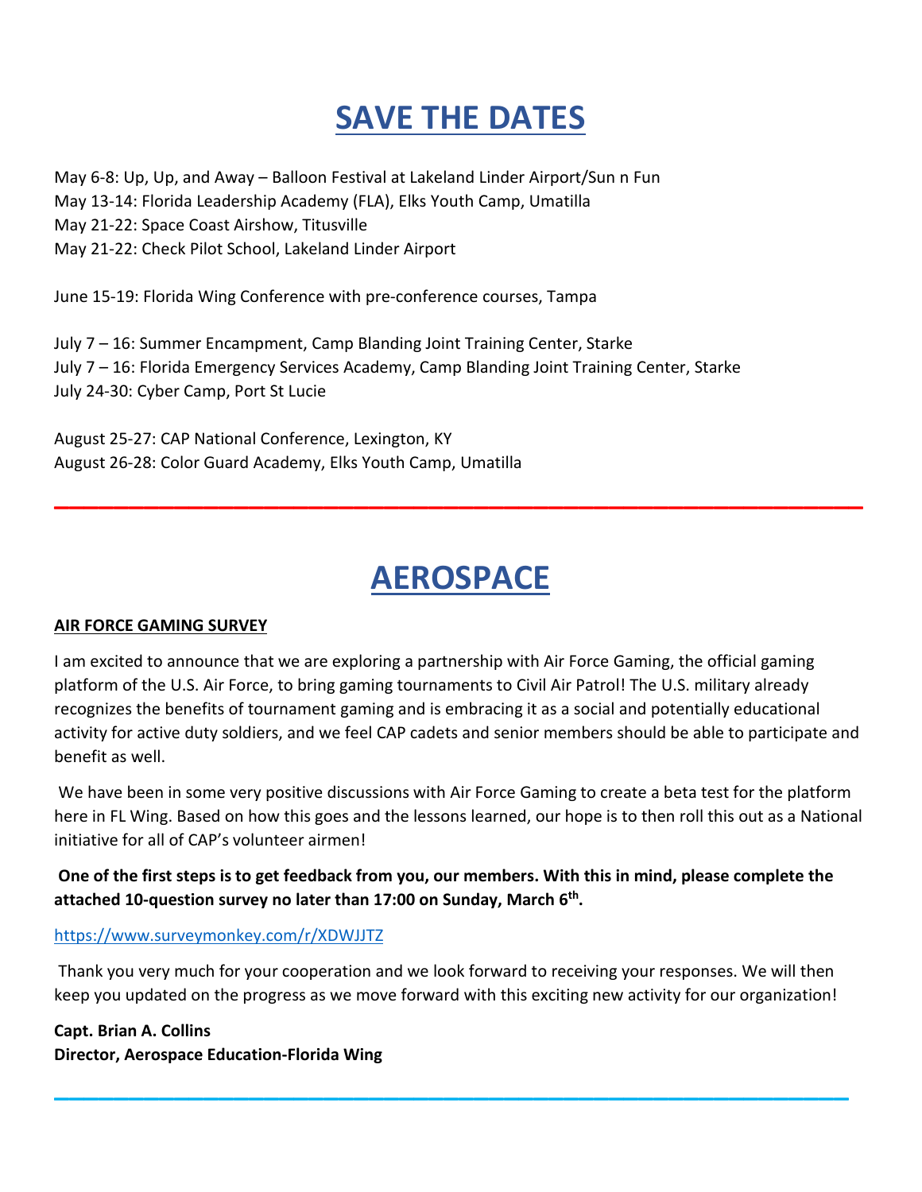# SAVE THE DATES

May 6-8: Up, Up, and Away – Balloon Festival at Lakeland Linder Airport/Sun n Fun
May 13-14: Florida Leadership Academy (FLA), Elks Youth Camp, Umatilla
May 21-22: Space Coast Airshow, Titusville
May 21-22: Check Pilot School, Lakeland Linder Airport

June 15-19: Florida Wing Conference with pre-conference courses, Tampa

July 7 – 16: Summer Encampment, Camp Blanding Joint Training Center, Starke
July 7 – 16: Florida Emergency Services Academy, Camp Blanding Joint Training Center, Starke
July 24-30: Cyber Camp, Port St Lucie

August 25-27: CAP National Conference, Lexington, KY
August 26-28: Color Guard Academy, Elks Youth Camp, Umatilla

---

# AEROSPACE

**AIR FORCE GAMING SURVEY**

I am excited to announce that we are exploring a partnership with Air Force Gaming, the official gaming platform of the U.S. Air Force, to bring gaming tournaments to Civil Air Patrol! The U.S. military already recognizes the benefits of tournament gaming and is embracing it as a social and potentially educational activity for active duty soldiers, and we feel CAP cadets and senior members should be able to participate and benefit as well.

We have been in some very positive discussions with Air Force Gaming to create a beta test for the platform here in FL Wing. Based on how this goes and the lessons learned, our hope is to then roll this out as a National initiative for all of CAP's volunteer airmen!

**One of the first steps is to get feedback from you, our members. With this in mind, please complete the attached 10-question survey no later than 17:00 on Sunday, March 6th.**

https://www.surveymonkey.com/r/XDWJJTZ

Thank you very much for your cooperation and we look forward to receiving your responses. We will then keep you updated on the progress as we move forward with this exciting new activity for our organization!

**Capt. Brian A. Collins**
**Director, Aerospace Education-Florida Wing**

---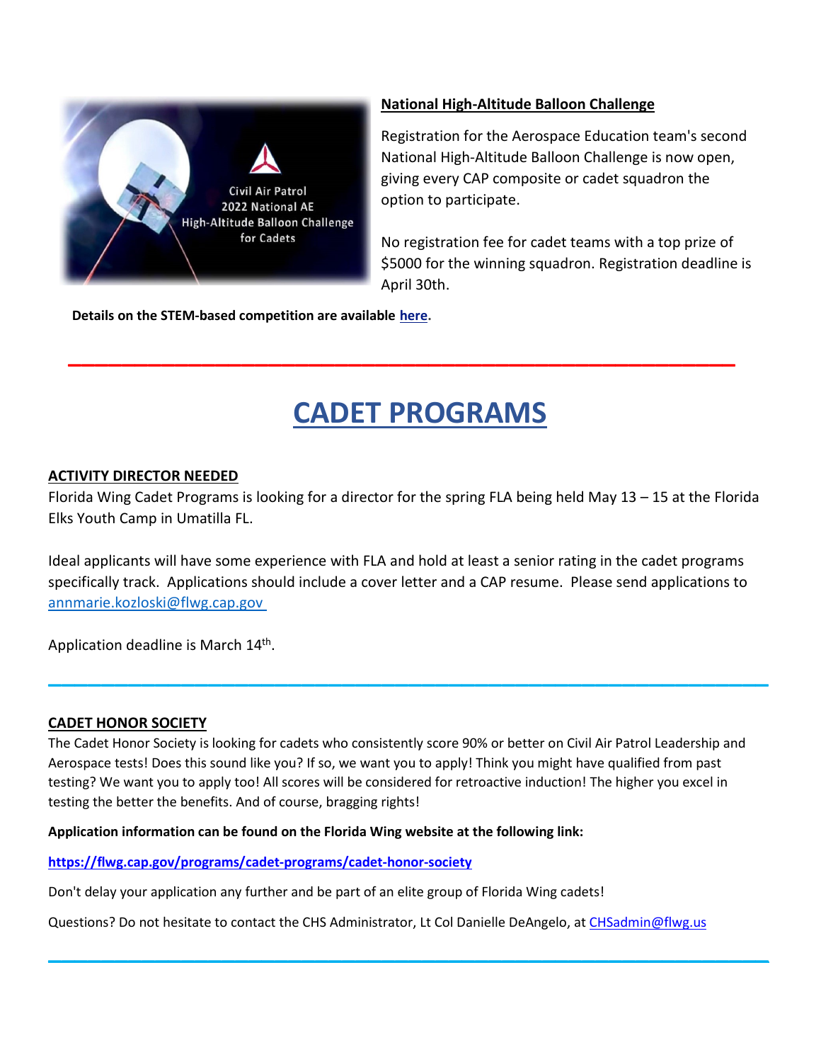### National High-Altitude Balloon Challenge

Registration for the Aerospace Education team's second National High-Altitude Balloon Challenge is now open, giving every CAP composite or cadet squadron the option to participate.

No registration fee for cadet teams with a top prize of $5000 for the winning squadron. Registration deadline is April 30th.

**Details on the STEM-based competition are available here.**

---

# CADET PROGRAMS

### ACTIVITY DIRECTOR NEEDED

Florida Wing Cadet Programs is looking for a director for the spring FLA being held May 13 – 15 at the Florida Elks Youth Camp in Umatilla FL.

Ideal applicants will have some experience with FLA and hold at least a senior rating in the cadet programs specifically track. Applications should include a cover letter and a CAP resume. Please send applications to annmarie.kozloski@flwg.cap.gov

Application deadline is March 14th.

---

### CADET HONOR SOCIETY

The Cadet Honor Society is looking for cadets who consistently score 90% or better on Civil Air Patrol Leadership and Aerospace tests! Does this sound like you? If so, we want you to apply! Think you might have qualified from past testing? We want you to apply too! All scores will be considered for retroactive induction! The higher you excel in testing the better the benefits. And of course, bragging rights!

**Application information can be found on the Florida Wing website at the following link:**

**https://flwg.cap.gov/programs/cadet-programs/cadet-honor-society**

Don't delay your application any further and be part of an elite group of Florida Wing cadets!

Questions? Do not hesitate to contact the CHS Administrator, Lt Col Danielle DeAngelo, at CHSadmin@flwg.us

---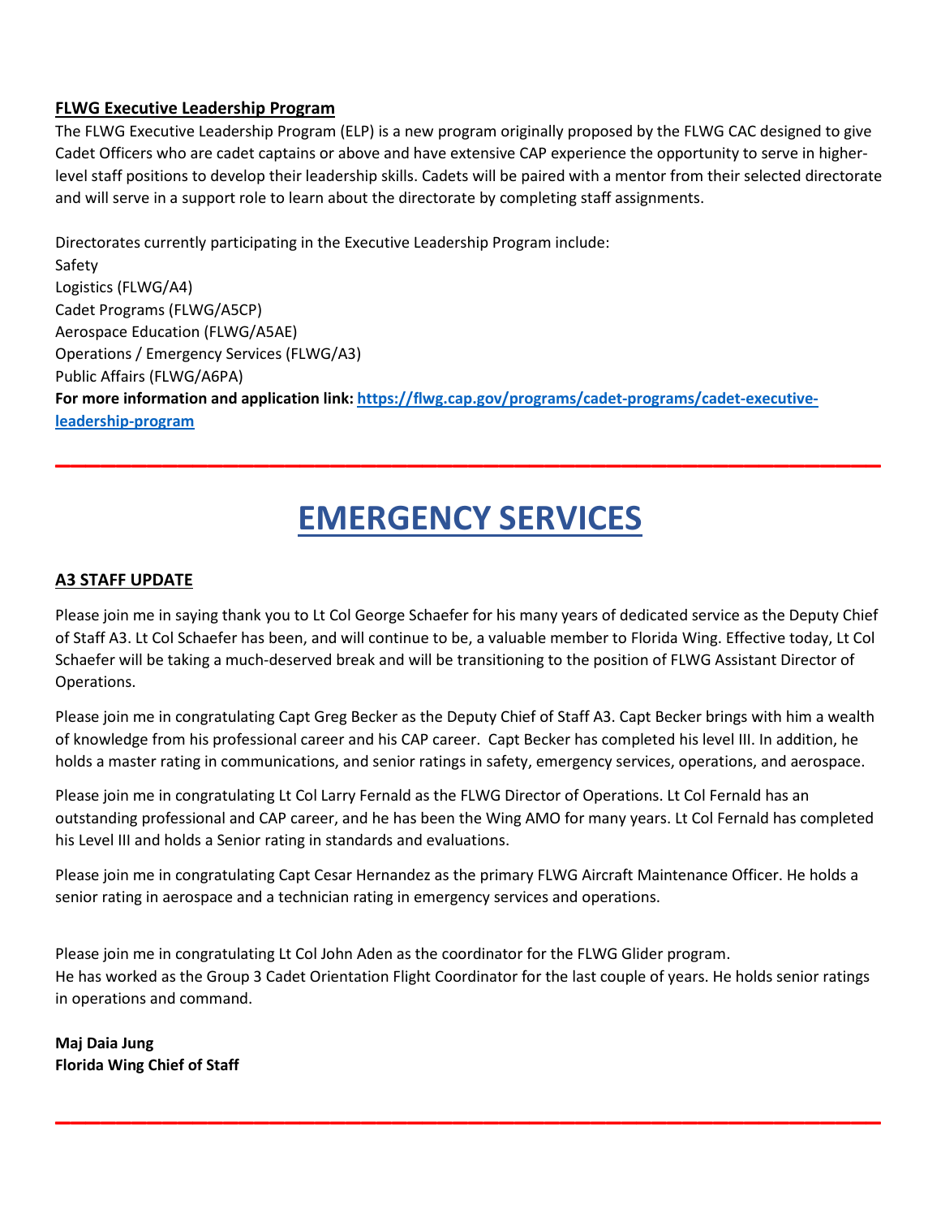### FLWG Executive Leadership Program

The FLWG Executive Leadership Program (ELP) is a new program originally proposed by the FLWG CAC designed to give Cadet Officers who are cadet captains or above and have extensive CAP experience the opportunity to serve in higher-level staff positions to develop their leadership skills. Cadets will be paired with a mentor from their selected directorate and will serve in a support role to learn about the directorate by completing staff assignments.

Directorates currently participating in the Executive Leadership Program include:
Safety
Logistics (FLWG/A4)
Cadet Programs (FLWG/A5CP)
Aerospace Education (FLWG/A5AE)
Operations / Emergency Services (FLWG/A3)
Public Affairs (FLWG/A6PA)
**For more information and application link: [https://flwg.cap.gov/programs/cadet-programs/cadet-executive-leadership-program](https://flwg.cap.gov/programs/cadet-programs/cadet-executive-leadership-program)**

---

# EMERGENCY SERVICES

### A3 STAFF UPDATE

Please join me in saying thank you to Lt Col George Schaefer for his many years of dedicated service as the Deputy Chief of Staff A3. Lt Col Schaefer has been, and will continue to be, a valuable member to Florida Wing. Effective today, Lt Col Schaefer will be taking a much-deserved break and will be transitioning to the position of FLWG Assistant Director of Operations.

Please join me in congratulating Capt Greg Becker as the Deputy Chief of Staff A3. Capt Becker brings with him a wealth of knowledge from his professional career and his CAP career. Capt Becker has completed his level III. In addition, he holds a master rating in communications, and senior ratings in safety, emergency services, operations, and aerospace.

Please join me in congratulating Lt Col Larry Fernald as the FLWG Director of Operations. Lt Col Fernald has an outstanding professional and CAP career, and he has been the Wing AMO for many years. Lt Col Fernald has completed his Level III and holds a Senior rating in standards and evaluations.

Please join me in congratulating Capt Cesar Hernandez as the primary FLWG Aircraft Maintenance Officer. He holds a senior rating in aerospace and a technician rating in emergency services and operations.

Please join me in congratulating Lt Col John Aden as the coordinator for the FLWG Glider program.
He has worked as the Group 3 Cadet Orientation Flight Coordinator for the last couple of years. He holds senior ratings in operations and command.

**Maj Daia Jung**
**Florida Wing Chief of Staff**

---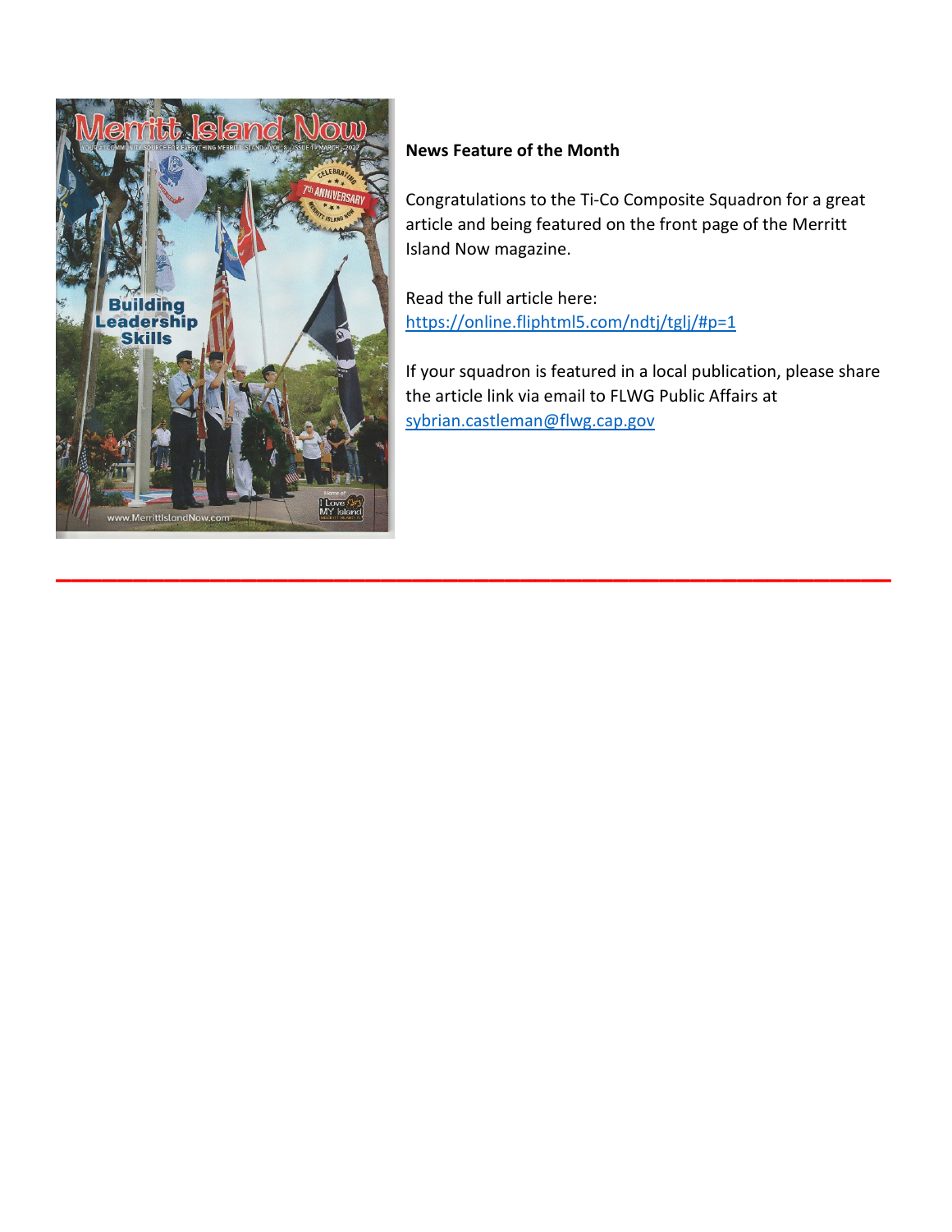**News Feature of the Month**

Congratulations to the Ti-Co Composite Squadron for a great article and being featured on the front page of the Merritt Island Now magazine.

Read the full article here:
https://online.fliphtml5.com/ndtj/tglj/#p=1

If your squadron is featured in a local publication, please share the article link via email to FLWG Public Affairs at sybrian.castleman@flwg.cap.gov